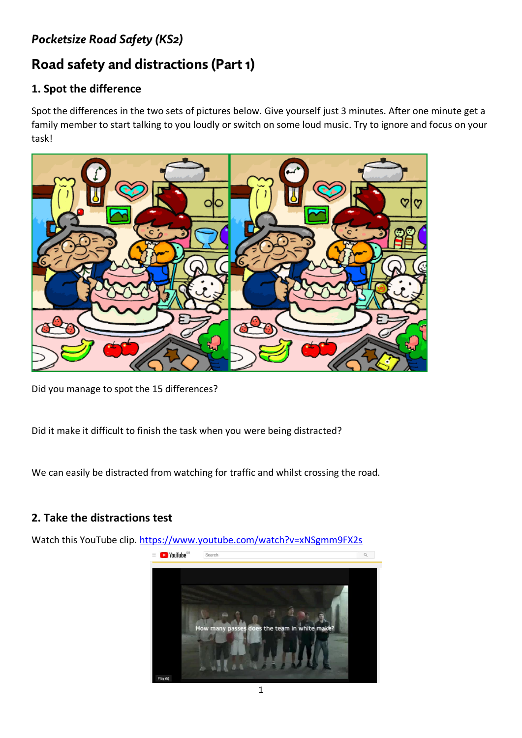*Pocketsize Road Safety (KS2)*

# Road safety and distractions (Part 1)

## 1. Spot the difference

Spot the differences in the two sets of pictures below. Give yourself just 3 minutes. After one minute get a family member to start talking to you loudly or switch on some loud music. Try to ignore and focus on your task!

Did you manage to spot the 15 differences?

Did it make it difficult to finish the task when you were being distracted?

We can easily be distracted from watching for traffic and whilst crossing the road.

## 2. Take the distractions test

Watch this YouTube clip. [https://www.youtube.com/watch?v=xNSgmm9FX2s](https://www.youtube.com/watch?v=xNSgmm9FX2s)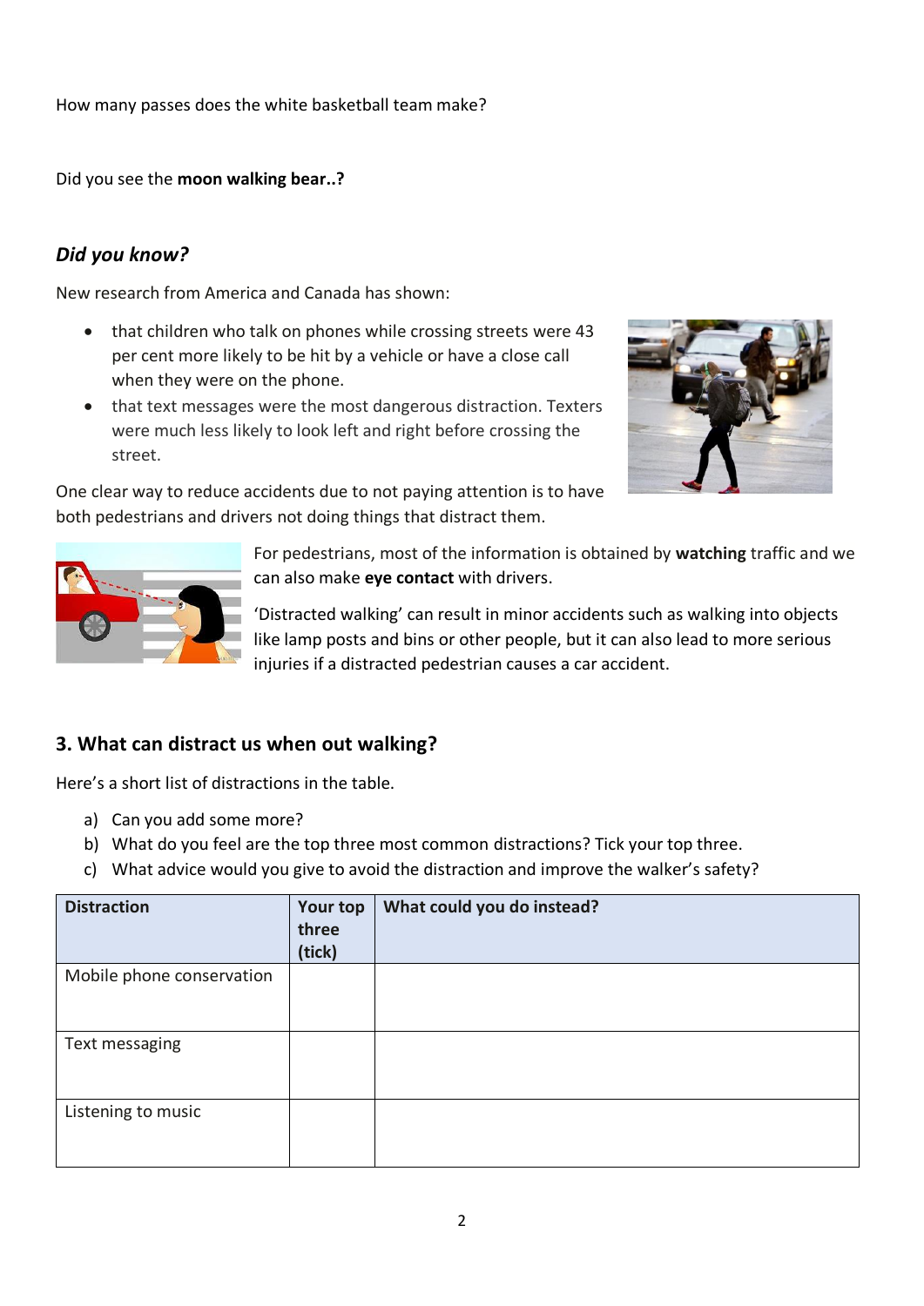How many passes does the white basketball team make?

Did you see the **moon walking bear..?**

### *Did you know?*

New research from America and Canada has shown:

- that children who talk on phones while crossing streets were 43 per cent more likely to be hit by a vehicle or have a close call when they were on the phone.
- that text messages were the most dangerous distraction. Texters were much less likely to look left and right before crossing the street.

One clear way to reduce accidents due to not paying attention is to have both pedestrians and drivers not doing things that distract them.

For pedestrians, most of the information is obtained by **watching** traffic and we can also make **eye contact** with drivers.

'Distracted walking' can result in minor accidents such as walking into objects like lamp posts and bins or other people, but it can also lead to more serious injuries if a distracted pedestrian causes a car accident.

## 3. What can distract us when out walking?

Here's a short list of distractions in the table.

a) Can you add some more?
b) What do you feel are the top three most common distractions? Tick your top three.
c) What advice would you give to avoid the distraction and improve the walker's safety?

| Distraction | Your top three (tick) | What could you do instead? |
|---|---|---|
| Mobile phone conservation | | |
| Text messaging | | |
| Listening to music | | |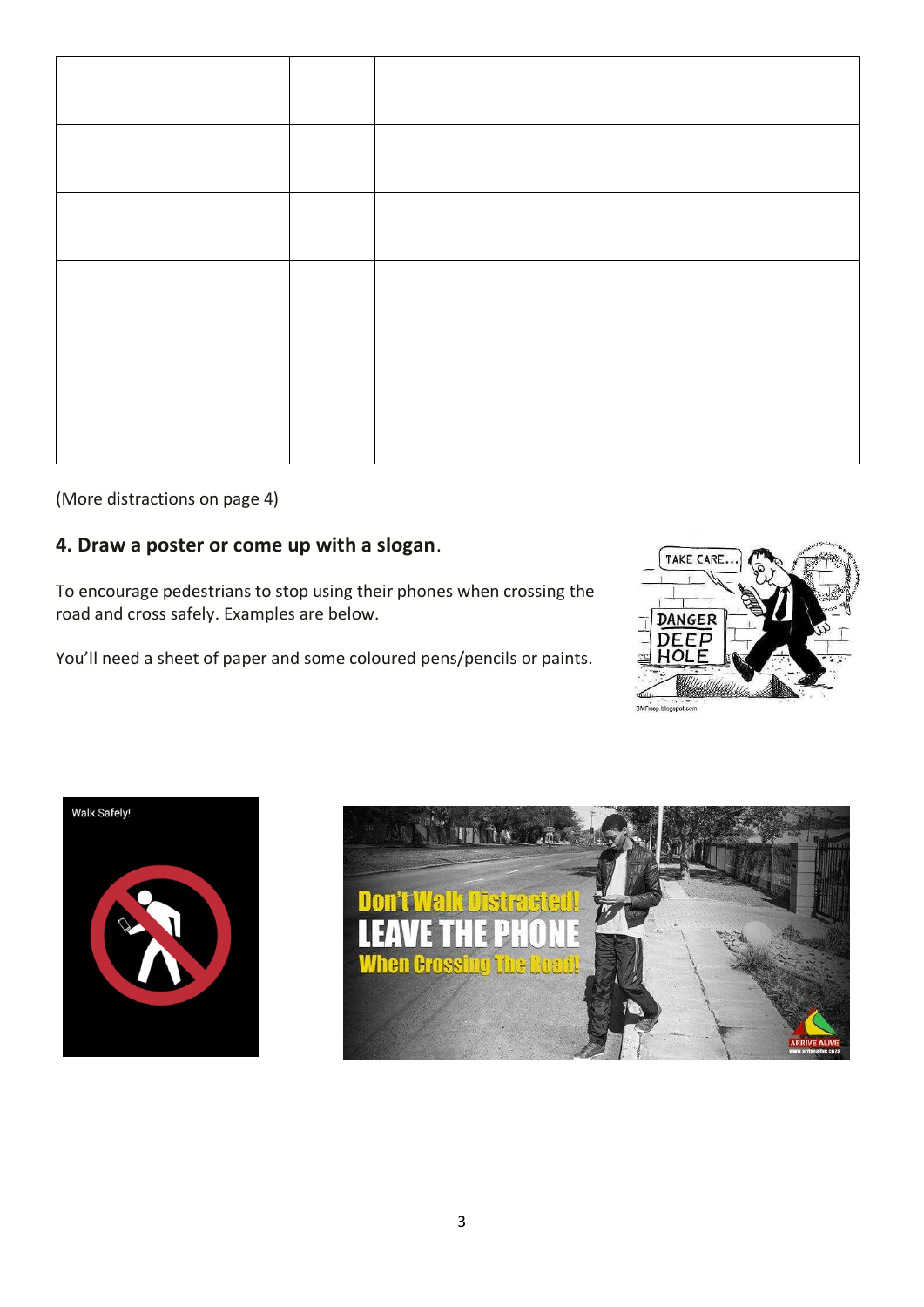|  |  |  |
|---|---|---|
|  |  |  |
|  |  |  |
|  |  |  |
|  |  |  |
|  |  |  |

(More distractions on page 4)

## 4. Draw a poster or come up with a slogan.

To encourage pedestrians to stop using their phones when crossing the road and cross safely. Examples are below.

You'll need a sheet of paper and some coloured pens/pencils or paints.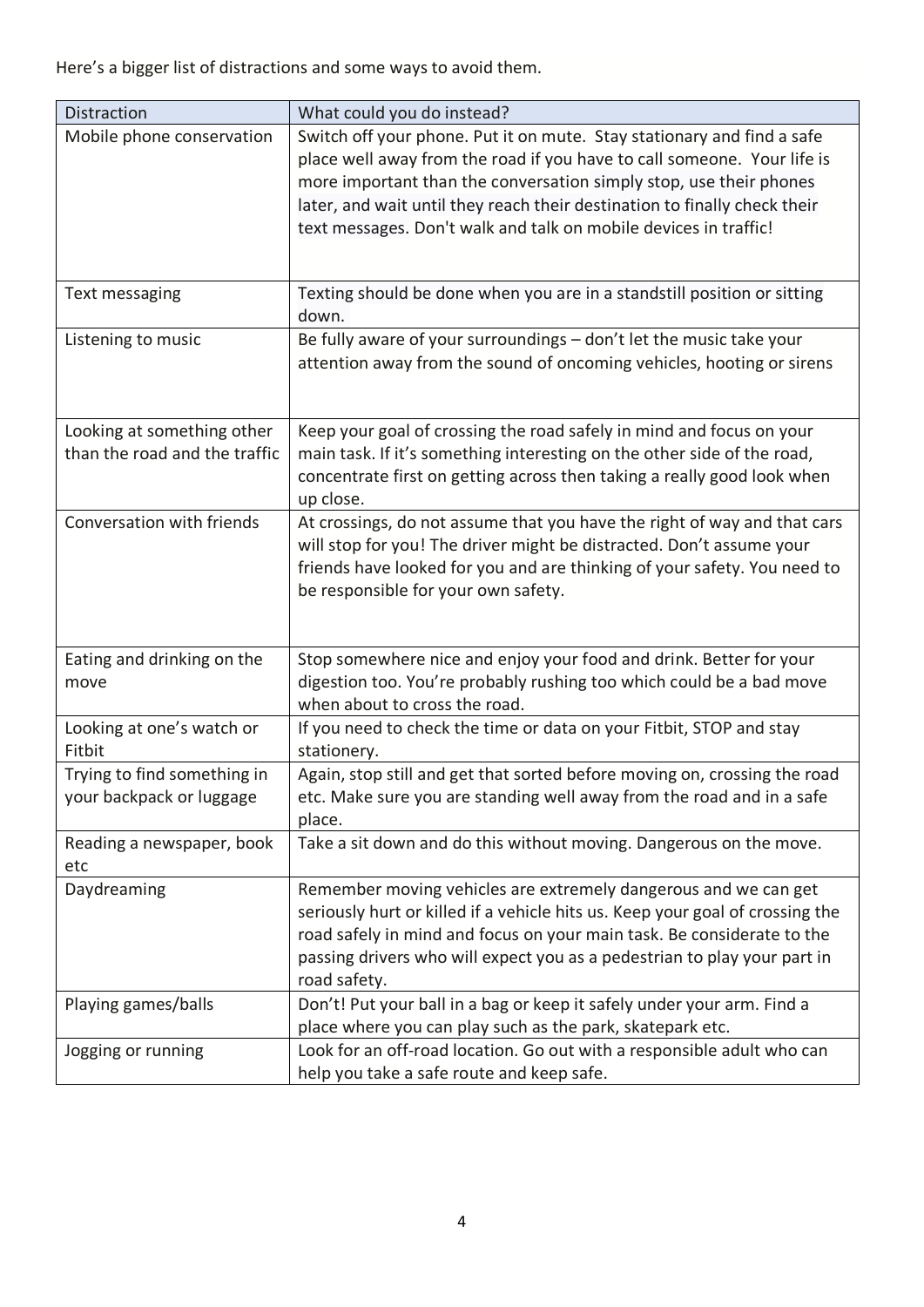Here's a bigger list of distractions and some ways to avoid them.

| Distraction | What could you do instead? |
|---|---|
| Mobile phone conservation | Switch off your phone. Put it on mute. Stay stationary and find a safe place well away from the road if you have to call someone. Your life is more important than the conversation simply stop, use their phones later, and wait until they reach their destination to finally check their text messages. Don't walk and talk on mobile devices in traffic! |
| Text messaging | Texting should be done when you are in a standstill position or sitting down. |
| Listening to music | Be fully aware of your surroundings – don't let the music take your attention away from the sound of oncoming vehicles, hooting or sirens |
| Looking at something other than the road and the traffic | Keep your goal of crossing the road safely in mind and focus on your main task. If it's something interesting on the other side of the road, concentrate first on getting across then taking a really good look when up close. |
| Conversation with friends | At crossings, do not assume that you have the right of way and that cars will stop for you! The driver might be distracted. Don't assume your friends have looked for you and are thinking of your safety. You need to be responsible for your own safety. |
| Eating and drinking on the move | Stop somewhere nice and enjoy your food and drink. Better for your digestion too. You're probably rushing too which could be a bad move when about to cross the road. |
| Looking at one's watch or Fitbit | If you need to check the time or data on your Fitbit, STOP and stay stationery. |
| Trying to find something in your backpack or luggage | Again, stop still and get that sorted before moving on, crossing the road etc. Make sure you are standing well away from the road and in a safe place. |
| Reading a newspaper, book etc | Take a sit down and do this without moving. Dangerous on the move. |
| Daydreaming | Remember moving vehicles are extremely dangerous and we can get seriously hurt or killed if a vehicle hits us. Keep your goal of crossing the road safely in mind and focus on your main task. Be considerate to the passing drivers who will expect you as a pedestrian to play your part in road safety. |
| Playing games/balls | Don't! Put your ball in a bag or keep it safely under your arm. Find a place where you can play such as the park, skatepark etc. |
| Jogging or running | Look for an off-road location. Go out with a responsible adult who can help you take a safe route and keep safe. |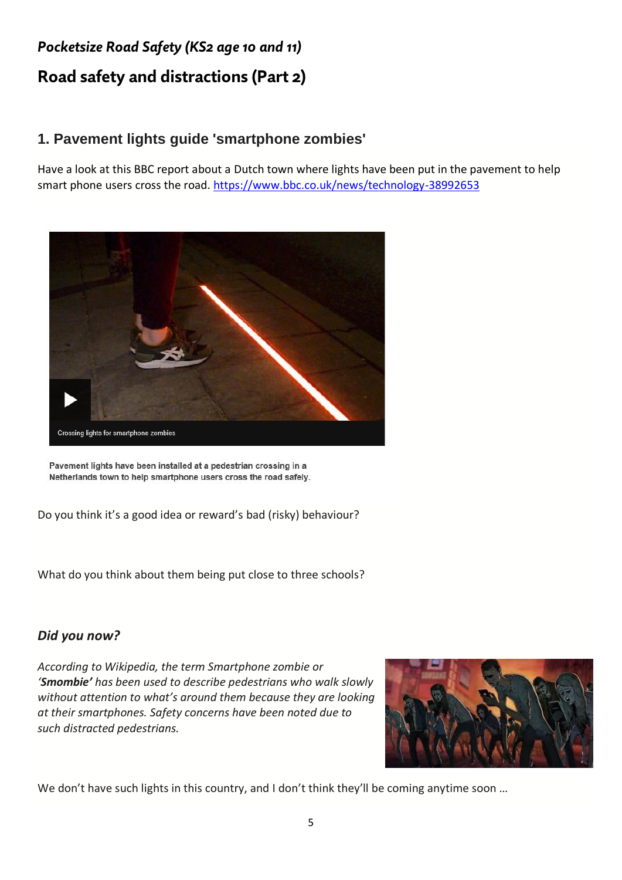*Pocketsize Road Safety (KS2 age 10 and 11)*

# Road safety and distractions (Part 2)

## 1. Pavement lights guide 'smartphone zombies'

Have a look at this BBC report about a Dutch town where lights have been put in the pavement to help smart phone users cross the road. https://www.bbc.co.uk/news/technology-38992653

Crossing lights for smartphone zombies

Pavement lights have been installed at a pedestrian crossing in a Netherlands town to help smartphone users cross the road safely.

Do you think it's a good idea or reward's bad (risky) behaviour?

What do you think about them being put close to three schools?

### *Did you now?*

*According to Wikipedia, the term Smartphone zombie or '**Smombie'** has been used to describe pedestrians who walk slowly without attention to what's around them because they are looking at their smartphones. Safety concerns have been noted due to such distracted pedestrians.*

We don't have such lights in this country, and I don't think they'll be coming anytime soon …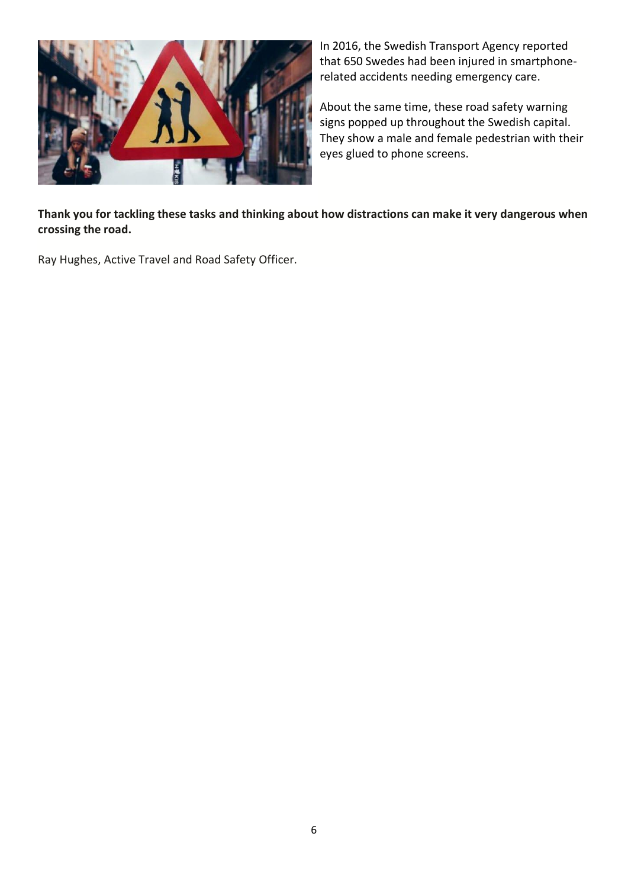In 2016, the Swedish Transport Agency reported that 650 Swedes had been injured in smartphone-related accidents needing emergency care.

About the same time, these road safety warning signs popped up throughout the Swedish capital. They show a male and female pedestrian with their eyes glued to phone screens.

**Thank you for tackling these tasks and thinking about how distractions can make it very dangerous when crossing the road.**

Ray Hughes, Active Travel and Road Safety Officer.